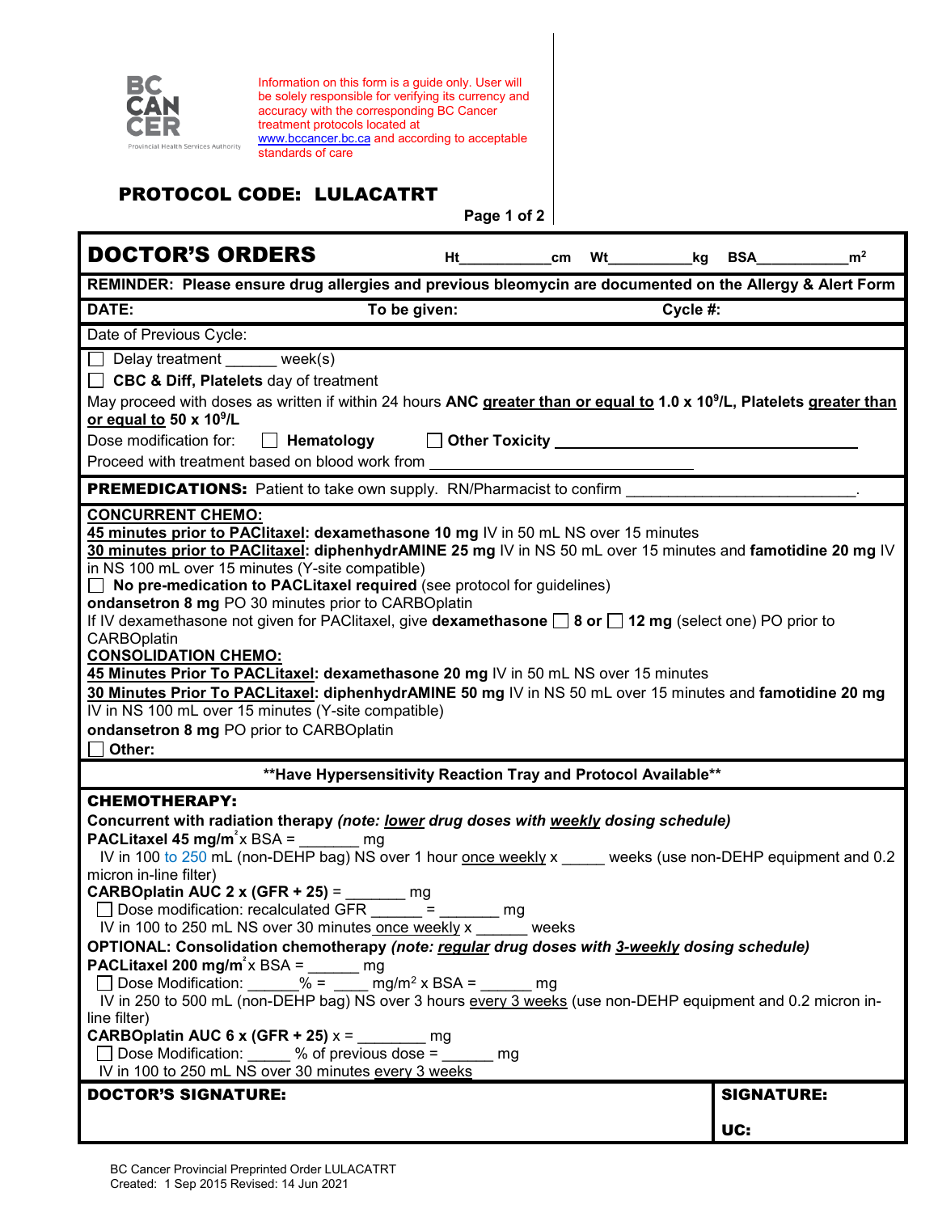BC CANCER
Provincial Health Services Authority

Information on this form is a guide only. User will be solely responsible for verifying its currency and accuracy with the corresponding BC Cancer treatment protocols located at www.bccancer.bc.ca and according to acceptable standards of care

## PROTOCOL CODE: LULACATRT

## DOCTOR'S ORDERS

Ht___________cm Wt__________kg BSA___________$m^2$

**REMINDER: Please ensure drug allergies and previous bleomycin are documented on the Allergy & Alert Form**

**DATE:** **To be given:** **Cycle #:**

Date of Previous Cycle:

☐ Delay treatment ______ week(s)

☐ **CBC & Diff, Platelets** day of treatment

May proceed with doses as written if within 24 hours **ANC greater than or equal to 1.0 x $10^9$/L, Platelets greater than or equal to 50 x $10^9$/L**

Dose modification for: ☐ **Hematology** ☐ **Other Toxicity** ______________________

Proceed with treatment based on blood work from ______________________

**PREMEDICATIONS:** Patient to take own supply. RN/Pharmacist to confirm ______________________.

**CONCURRENT CHEMO:**

**45 minutes prior to PACLitaxel: dexamethasone 10 mg** IV in 50 mL NS over 15 minutes

**30 minutes prior to PACLitaxel: diphenhydrAMINE 25 mg** IV in NS 50 mL over 15 minutes and **famotidine 20 mg** IV in NS 100 mL over 15 minutes (Y-site compatible)

☐ **No pre-medication to PACLitaxel required** (see protocol for guidelines)

**ondansetron 8 mg** PO 30 minutes prior to CARBOplatin

If IV dexamethasone not given for PACLitaxel, give **dexamethasone** ☐ **8 or** ☐ **12 mg** (select one) PO prior to CARBOplatin

**CONSOLIDATION CHEMO:**

**45 Minutes Prior To PACLitaxel: dexamethasone 20 mg** IV in 50 mL NS over 15 minutes

**30 Minutes Prior To PACLitaxel: diphenhydrAMINE 50 mg** IV in NS 50 mL over 15 minutes and **famotidine 20 mg** IV in NS 100 mL over 15 minutes (Y-site compatible)

**ondansetron 8 mg** PO prior to CARBOplatin

☐ **Other:**

**\*\*Have Hypersensitivity Reaction Tray and Protocol Available\*\***

**CHEMOTHERAPY:**

**Concurrent with radiation therapy** ***(note: lower drug doses with weekly dosing schedule)***

**PACLitaxel 45 mg/m$^2$** x BSA = _______ mg

IV in 100 to 250 mL (non-DEHP bag) NS over 1 hour once weekly x _____ weeks (use non-DEHP equipment and 0.2 micron in-line filter)

**CARBOplatin AUC 2 x (GFR + 25)** = _______ mg

☐ Dose modification: recalculated GFR ______ = _______ mg

IV in 100 to 250 mL NS over 30 minutes once weekly x ______ weeks

**OPTIONAL: Consolidation chemotherapy** ***(note: regular drug doses with 3-weekly dosing schedule)***

**PACLitaxel 200 mg/m$^2$** x BSA = ______ mg

☐ Dose Modification: ______% = ____ mg/m$^2$ x BSA = ______ mg

IV in 250 to 500 mL (non-DEHP bag) NS over 3 hours every 3 weeks (use non-DEHP equipment and 0.2 micron in-line filter)

**CARBOplatin AUC 6 x (GFR + 25)** x = ________ mg

☐ Dose Modification: _____ % of previous dose = ______ mg

IV in 100 to 250 mL NS over 30 minutes every 3 weeks

| **DOCTOR'S SIGNATURE:** | **SIGNATURE:** <br> **UC:** |
| --- | --- |

BC Cancer Provincial Preprinted Order LULACATRT
Created: 1 Sep 2015 Revised: 14 Jun 2021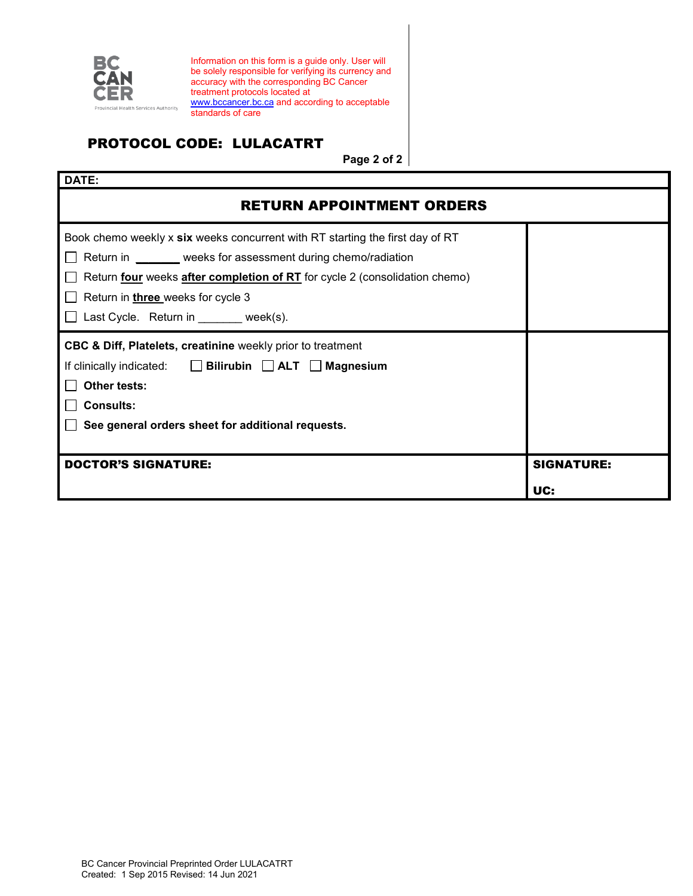Information on this form is a guide only. User will be solely responsible for verifying its currency and accuracy with the corresponding BC Cancer treatment protocols located at www.bccancer.bc.ca and according to acceptable standards of care

## PROTOCOL CODE: LULACATRT

**DATE:**

### RETURN APPOINTMENT ORDERS

| | |
|---|---|
| Book chemo weekly x **six** weeks concurrent with RT starting the first day of RT<br>☐ Return in _______ weeks for assessment during chemo/radiation<br>☐ Return **four** weeks **after completion of RT** for cycle 2 (consolidation chemo)<br>☐ Return in **three** weeks for cycle 3<br>☐ Last Cycle. Return in _______ week(s). | |
| **CBC & Diff, Platelets, creatinine** weekly prior to treatment<br>If clinically indicated: ☐ **Bilirubin** ☐ **ALT** ☐ **Magnesium**<br>☐ **Other tests:**<br>☐ **Consults:**<br>☐ **See general orders sheet for additional requests.** | |
| **DOCTOR'S SIGNATURE:** | **SIGNATURE:**<br><br>**UC:** |

BC Cancer Provincial Preprinted Order LULACATRT
Created: 1 Sep 2015 Revised: 14 Jun 2021